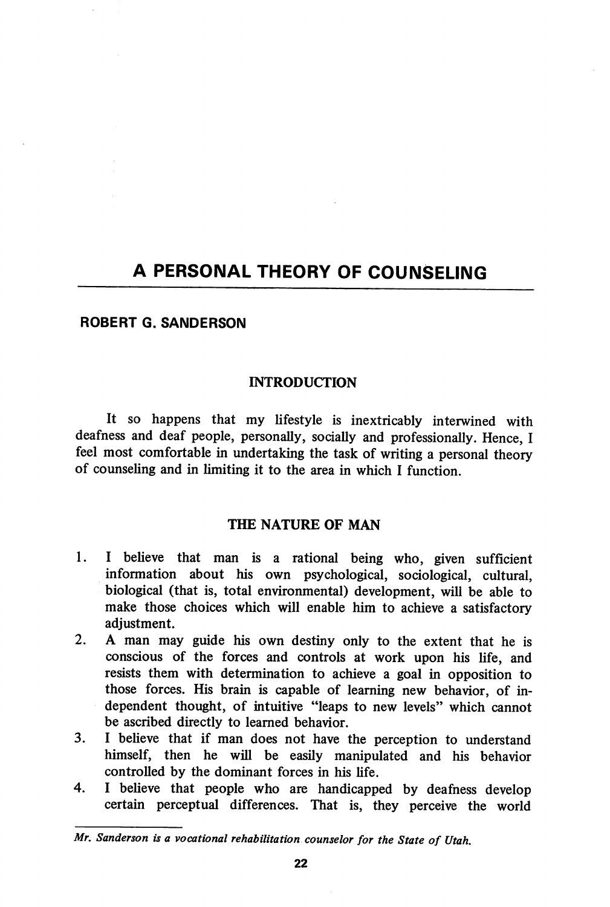# A PERSONAL THEORY OF COUNSELING

**ROBERT G. SANDERSON**

## INTRODUCTION

It so happens that my lifestyle is inextricably interwined with deafness and deaf people, personally, socially and professionally. Hence, I feel most comfortable in undertaking the task of writing a personal theory of counseling and in limiting it to the area in which I function.

## THE NATURE OF MAN

1. I believe that man is a rational being who, given sufficient information about his own psychological, sociological, cultural, biological (that is, total environmental) development, will be able to make those choices which will enable him to achieve a satisfactory adjustment.
2. A man may guide his own destiny only to the extent that he is conscious of the forces and controls at work upon his life, and resists them with determination to achieve a goal in opposition to those forces. His brain is capable of learning new behavior, of independent thought, of intuitive "leaps to new levels" which cannot be ascribed directly to learned behavior.
3. I believe that if man does not have the perception to understand himself, then he will be easily manipulated and his behavior controlled by the dominant forces in his life.
4. I believe that people who are handicapped by deafness develop certain perceptual differences. That is, they perceive the world

*Mr. Sanderson is a vocational rehabilitation counselor for the State of Utah.*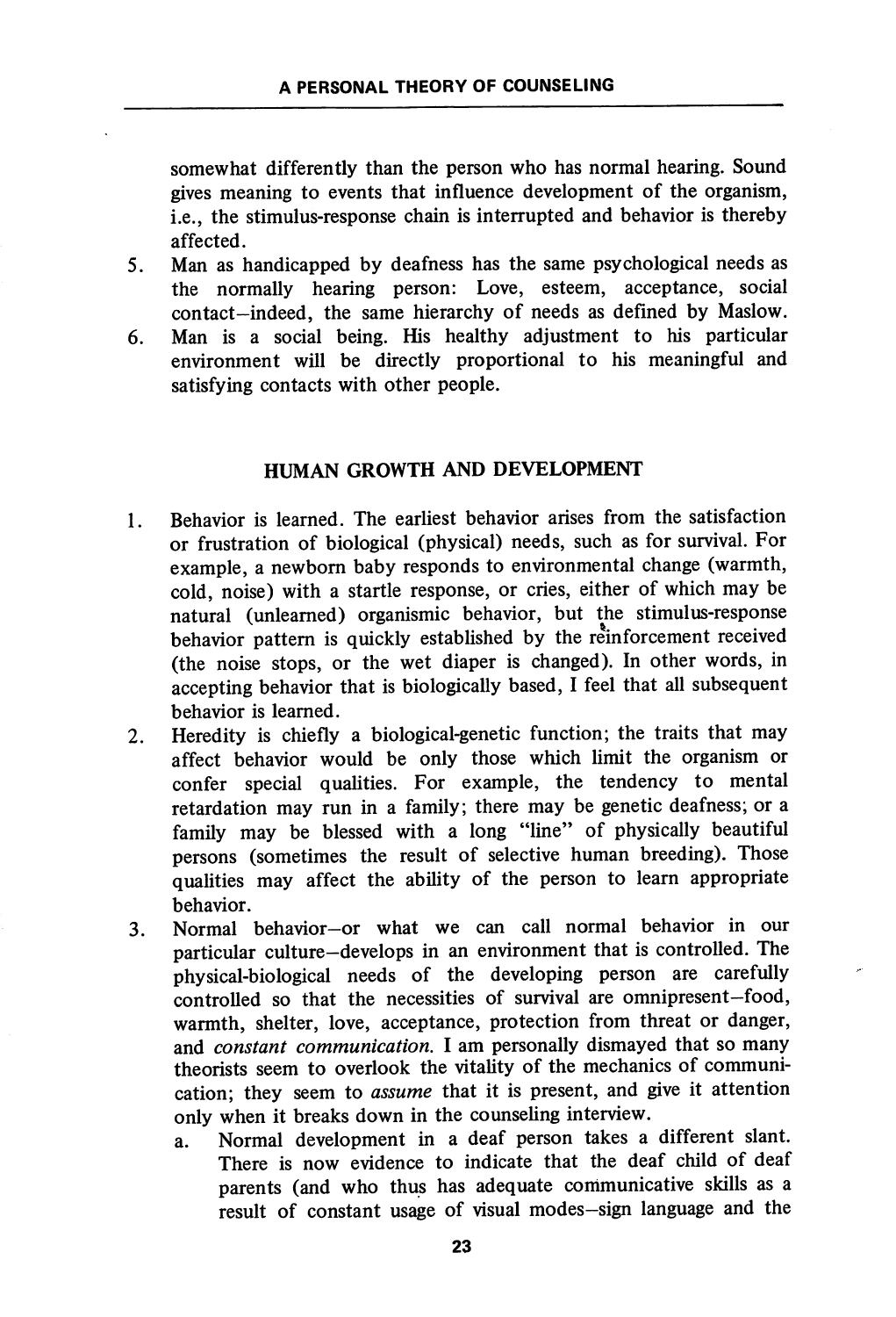somewhat differently than the person who has normal hearing. Sound gives meaning to events that influence development of the organism, i.e., the stimulus-response chain is interrupted and behavior is thereby affected.

5. Man as handicapped by deafness has the same psychological needs as the normally hearing person: Love, esteem, acceptance, social contact–indeed, the same hierarchy of needs as defined by Maslow.
6. Man is a social being. His healthy adjustment to his particular environment will be directly proportional to his meaningful and satisfying contacts with other people.

## HUMAN GROWTH AND DEVELOPMENT

1. Behavior is learned. The earliest behavior arises from the satisfaction or frustration of biological (physical) needs, such as for survival. For example, a newborn baby responds to environmental change (warmth, cold, noise) with a startle response, or cries, either of which may be natural (unlearned) organismic behavior, but the stimulus-response behavior pattern is quickly established by the reinforcement received (the noise stops, or the wet diaper is changed). In other words, in accepting behavior that is biologically based, I feel that all subsequent behavior is learned.
2. Heredity is chiefly a biological-genetic function; the traits that may affect behavior would be only those which limit the organism or confer special qualities. For example, the tendency to mental retardation may run in a family; there may be genetic deafness; or a family may be blessed with a long "line" of physically beautiful persons (sometimes the result of selective human breeding). Those qualities may affect the ability of the person to learn appropriate behavior.
3. Normal behavior–or what we can call normal behavior in our particular culture–develops in an environment that is controlled. The physical-biological needs of the developing person are carefully controlled so that the necessities of survival are omnipresent–food, warmth, shelter, love, acceptance, protection from threat or danger, and *constant communication.* I am personally dismayed that so many theorists seem to overlook the vitality of the mechanics of communication; they seem to *assume* that it is present, and give it attention only when it breaks down in the counseling interview.
   a. Normal development in a deaf person takes a different slant. There is now evidence to indicate that the deaf child of deaf parents (and who thus has adequate communicative skills as a result of constant usage of visual modes–sign language and the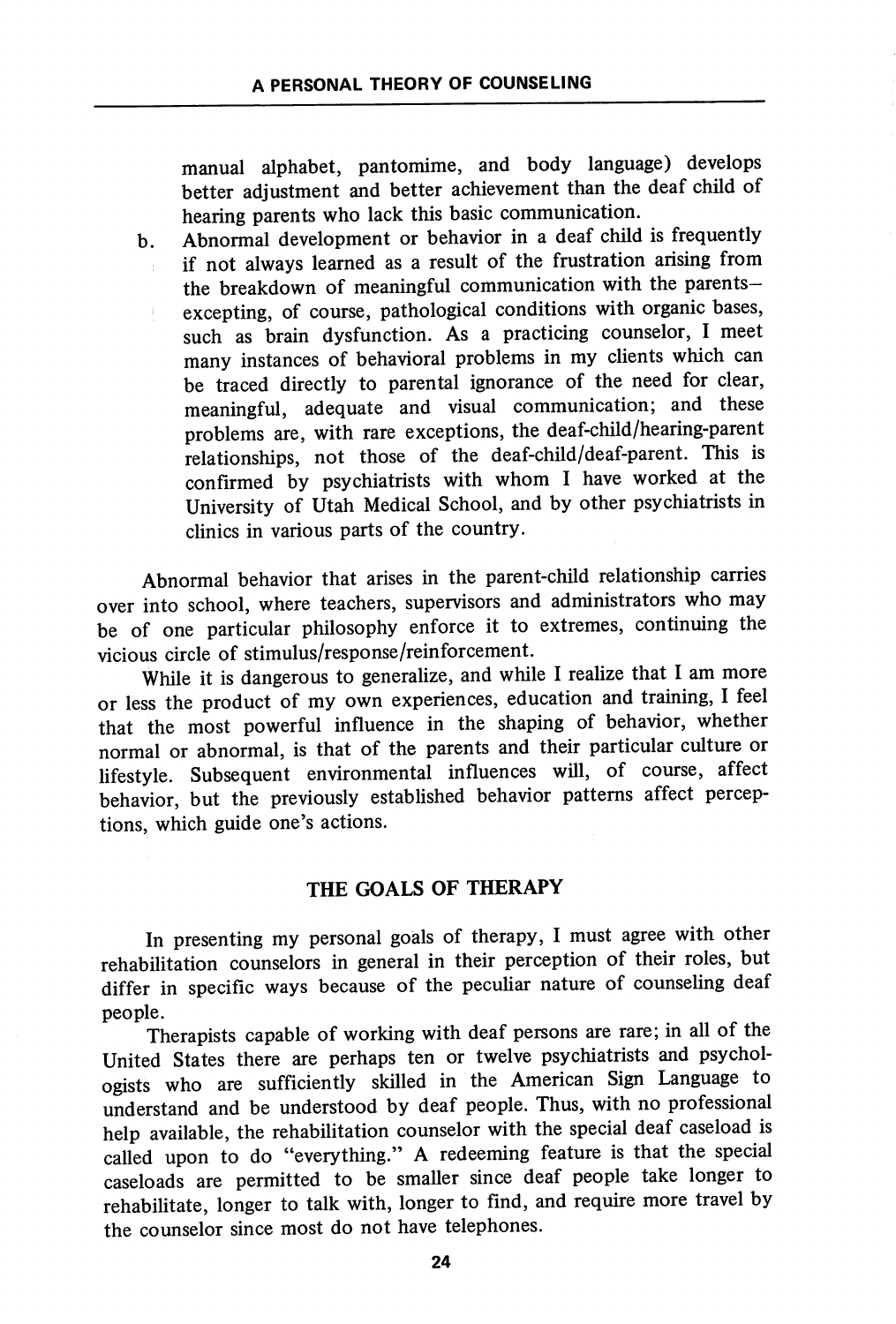manual alphabet, pantomime, and body language) develops better adjustment and better achievement than the deaf child of hearing parents who lack this basic communication.

b. Abnormal development or behavior in a deaf child is frequently if not always learned as a result of the frustration arising from the breakdown of meaningful communication with the parents—excepting, of course, pathological conditions with organic bases, such as brain dysfunction. As a practicing counselor, I meet many instances of behavioral problems in my clients which can be traced directly to parental ignorance of the need for clear, meaningful, adequate and visual communication; and these problems are, with rare exceptions, the deaf-child/hearing-parent relationships, not those of the deaf-child/deaf-parent. This is confirmed by psychiatrists with whom I have worked at the University of Utah Medical School, and by other psychiatrists in clinics in various parts of the country.

Abnormal behavior that arises in the parent-child relationship carries over into school, where teachers, supervisors and administrators who may be of one particular philosophy enforce it to extremes, continuing the vicious circle of stimulus/response/reinforcement.

While it is dangerous to generalize, and while I realize that I am more or less the product of my own experiences, education and training, I feel that the most powerful influence in the shaping of behavior, whether normal or abnormal, is that of the parents and their particular culture or lifestyle. Subsequent environmental influences will, of course, affect behavior, but the previously established behavior patterns affect perceptions, which guide one's actions.

## THE GOALS OF THERAPY

In presenting my personal goals of therapy, I must agree with other rehabilitation counselors in general in their perception of their roles, but differ in specific ways because of the peculiar nature of counseling deaf people.

Therapists capable of working with deaf persons are rare; in all of the United States there are perhaps ten or twelve psychiatrists and psychologists who are sufficiently skilled in the American Sign Language to understand and be understood by deaf people. Thus, with no professional help available, the rehabilitation counselor with the special deaf caseload is called upon to do "everything." A redeeming feature is that the special caseloads are permitted to be smaller since deaf people take longer to rehabilitate, longer to talk with, longer to find, and require more travel by the counselor since most do not have telephones.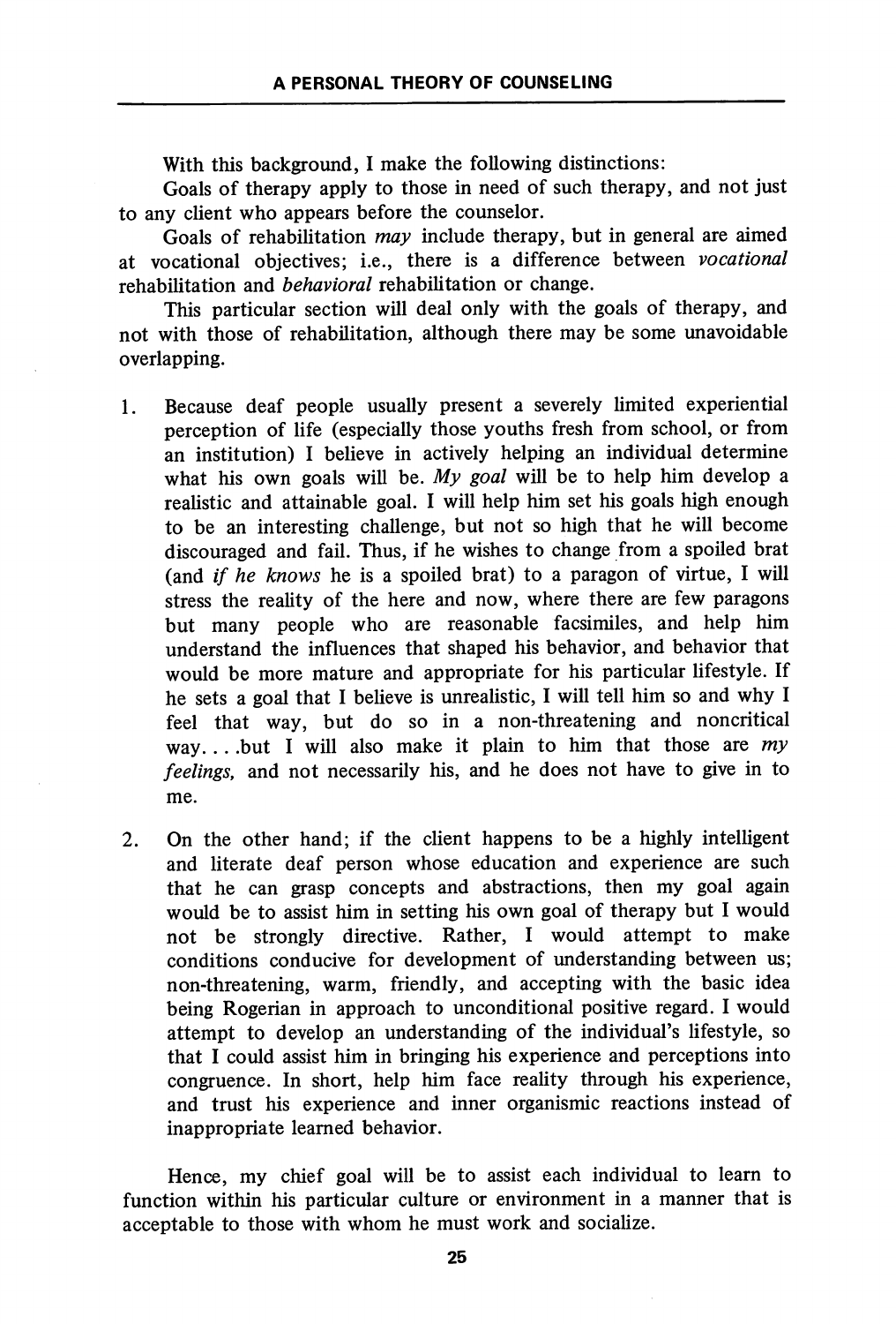With this background, I make the following distinctions:

Goals of therapy apply to those in need of such therapy, and not just to any client who appears before the counselor.

Goals of rehabilitation *may* include therapy, but in general are aimed at vocational objectives; i.e., there is a difference between *vocational* rehabilitation and *behavioral* rehabilitation or change.

This particular section will deal only with the goals of therapy, and not with those of rehabilitation, although there may be some unavoidable overlapping.

1. Because deaf people usually present a severely limited experiential perception of life (especially those youths fresh from school, or from an institution) I believe in actively helping an individual determine what his own goals will be. *My goal* will be to help him develop a realistic and attainable goal. I will help him set his goals high enough to be an interesting challenge, but not so high that he will become discouraged and fail. Thus, if he wishes to change from a spoiled brat (and *if he knows* he is a spoiled brat) to a paragon of virtue, I will stress the reality of the here and now, where there are few paragons but many people who are reasonable facsimiles, and help him understand the influences that shaped his behavior, and behavior that would be more mature and appropriate for his particular lifestyle. If he sets a goal that I believe is unrealistic, I will tell him so and why I feel that way, but do so in a non-threatening and noncritical way. . . .but I will also make it plain to him that those are *my feelings,* and not necessarily his, and he does not have to give in to me.

2. On the other hand; if the client happens to be a highly intelligent and literate deaf person whose education and experience are such that he can grasp concepts and abstractions, then my goal again would be to assist him in setting his own goal of therapy but I would not be strongly directive. Rather, I would attempt to make conditions conducive for development of understanding between us; non-threatening, warm, friendly, and accepting with the basic idea being Rogerian in approach to unconditional positive regard. I would attempt to develop an understanding of the individual's lifestyle, so that I could assist him in bringing his experience and perceptions into congruence. In short, help him face reality through his experience, and trust his experience and inner organismic reactions instead of inappropriate learned behavior.

Hence, my chief goal will be to assist each individual to learn to function within his particular culture or environment in a manner that is acceptable to those with whom he must work and socialize.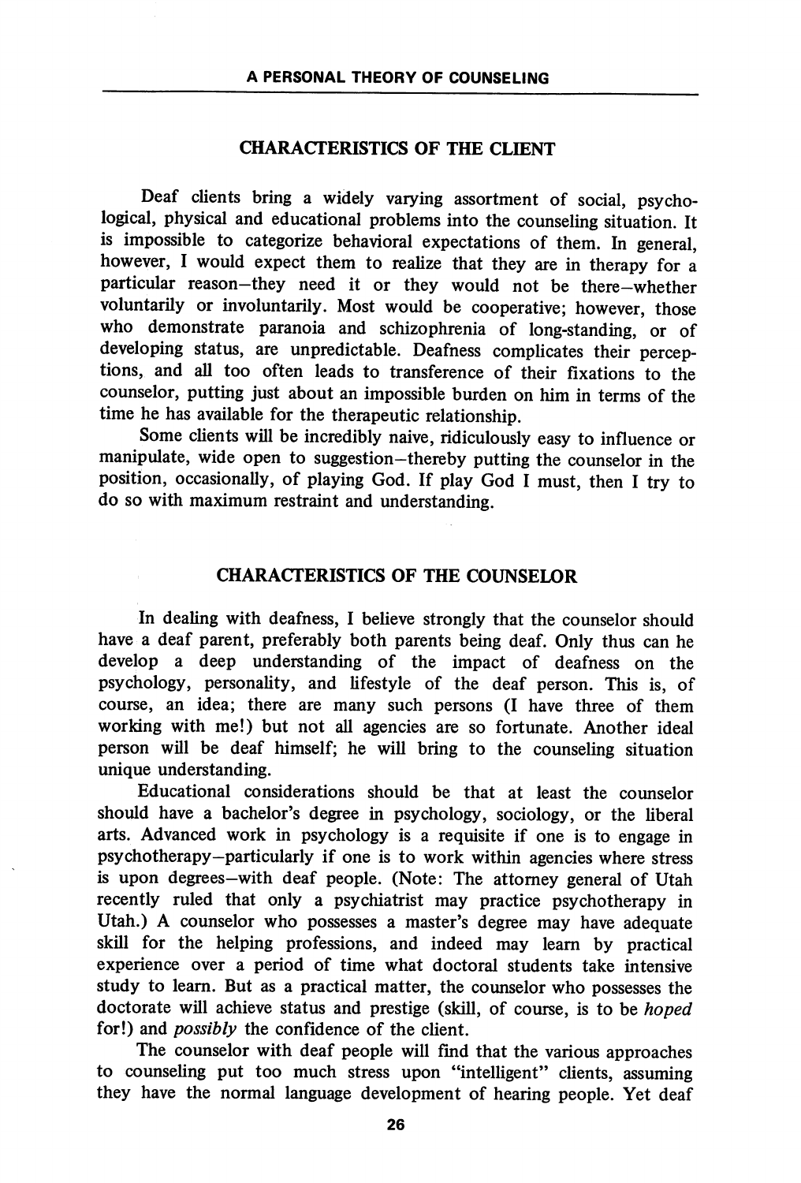## CHARACTERISTICS OF THE CLIENT

Deaf clients bring a widely varying assortment of social, psychological, physical and educational problems into the counseling situation. It is impossible to categorize behavioral expectations of them. In general, however, I would expect them to realize that they are in therapy for a particular reason—they need it or they would not be there—whether voluntarily or involuntarily. Most would be cooperative; however, those who demonstrate paranoia and schizophrenia of long-standing, or of developing status, are unpredictable. Deafness complicates their perceptions, and all too often leads to transference of their fixations to the counselor, putting just about an impossible burden on him in terms of the time he has available for the therapeutic relationship.

Some clients will be incredibly naive, ridiculously easy to influence or manipulate, wide open to suggestion—thereby putting the counselor in the position, occasionally, of playing God. If play God I must, then I try to do so with maximum restraint and understanding.

## CHARACTERISTICS OF THE COUNSELOR

In dealing with deafness, I believe strongly that the counselor should have a deaf parent, preferably both parents being deaf. Only thus can he develop a deep understanding of the impact of deafness on the psychology, personality, and lifestyle of the deaf person. This is, of course, an idea; there are many such persons (I have three of them working with me!) but not all agencies are so fortunate. Another ideal person will be deaf himself; he will bring to the counseling situation unique understanding.

Educational considerations should be that at least the counselor should have a bachelor's degree in psychology, sociology, or the liberal arts. Advanced work in psychology is a requisite if one is to engage in psychotherapy—particularly if one is to work within agencies where stress is upon degrees—with deaf people. (Note: The attorney general of Utah recently ruled that only a psychiatrist may practice psychotherapy in Utah.) A counselor who possesses a master's degree may have adequate skill for the helping professions, and indeed may learn by practical experience over a period of time what doctoral students take intensive study to learn. But as a practical matter, the counselor who possesses the doctorate will achieve status and prestige (skill, of course, is to be *hoped* for!) and *possibly* the confidence of the client.

The counselor with deaf people will find that the various approaches to counseling put too much stress upon "intelligent" clients, assuming they have the normal language development of hearing people. Yet deaf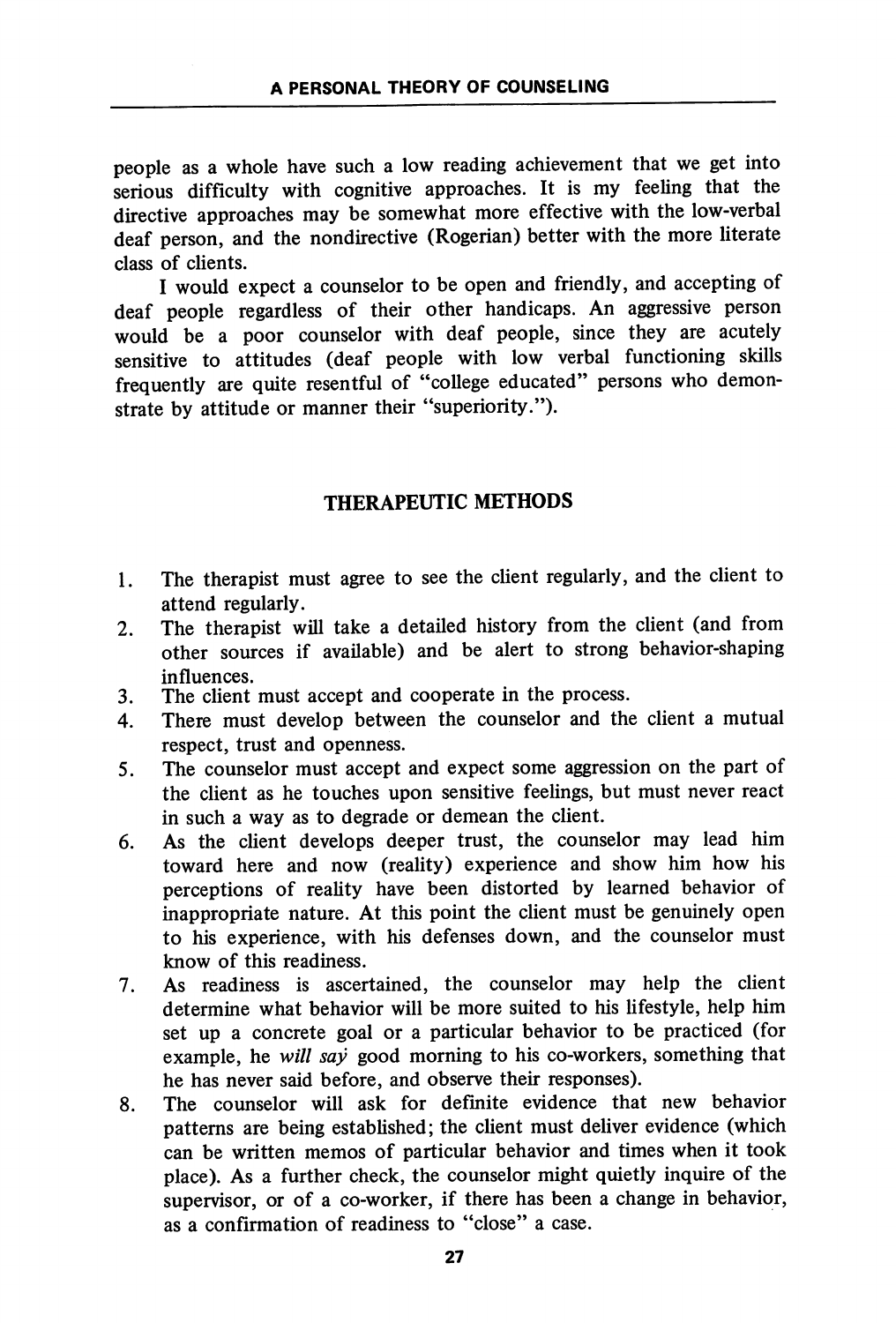people as a whole have such a low reading achievement that we get into serious difficulty with cognitive approaches. It is my feeling that the directive approaches may be somewhat more effective with the low-verbal deaf person, and the nondirective (Rogerian) better with the more literate class of clients.

I would expect a counselor to be open and friendly, and accepting of deaf people regardless of their other handicaps. An aggressive person would be a poor counselor with deaf people, since they are acutely sensitive to attitudes (deaf people with low verbal functioning skills frequently are quite resentful of "college educated" persons who demonstrate by attitude or manner their "superiority.").

## THERAPEUTIC METHODS

1. The therapist must agree to see the client regularly, and the client to attend regularly.
2. The therapist will take a detailed history from the client (and from other sources if available) and be alert to strong behavior-shaping influences.
3. The client must accept and cooperate in the process.
4. There must develop between the counselor and the client a mutual respect, trust and openness.
5. The counselor must accept and expect some aggression on the part of the client as he touches upon sensitive feelings, but must never react in such a way as to degrade or demean the client.
6. As the client develops deeper trust, the counselor may lead him toward here and now (reality) experience and show him how his perceptions of reality have been distorted by learned behavior of inappropriate nature. At this point the client must be genuinely open to his experience, with his defenses down, and the counselor must know of this readiness.
7. As readiness is ascertained, the counselor may help the client determine what behavior will be more suited to his lifestyle, help him set up a concrete goal or a particular behavior to be practiced (for example, he *will say* good morning to his co-workers, something that he has never said before, and observe their responses).
8. The counselor will ask for definite evidence that new behavior patterns are being established; the client must deliver evidence (which can be written memos of particular behavior and times when it took place). As a further check, the counselor might quietly inquire of the supervisor, or of a co-worker, if there has been a change in behavior, as a confirmation of readiness to "close" a case.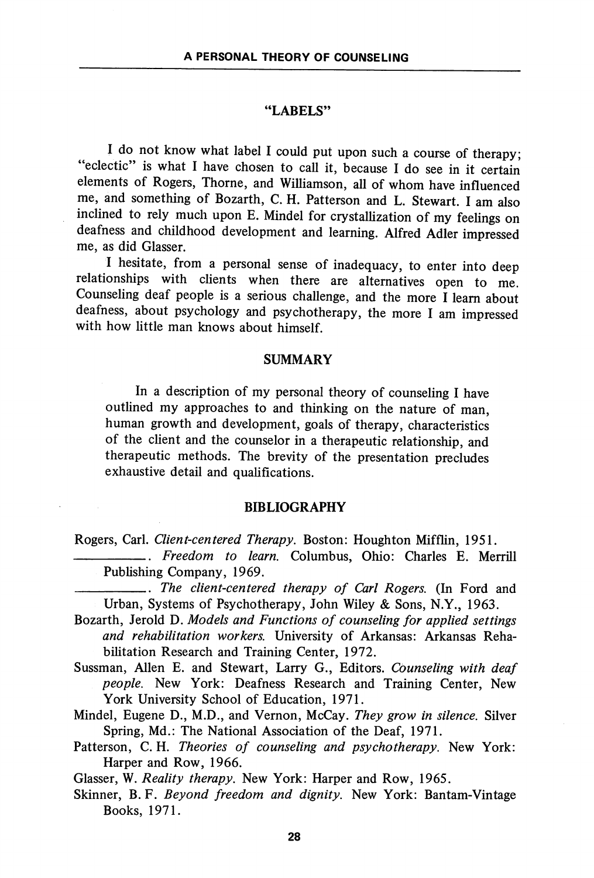## "LABELS"

I do not know what label I could put upon such a course of therapy; "eclectic" is what I have chosen to call it, because I do see in it certain elements of Rogers, Thorne, and Williamson, all of whom have influenced me, and something of Bozarth, C. H. Patterson and L. Stewart. I am also inclined to rely much upon E. Mindel for crystallization of my feelings on deafness and childhood development and learning. Alfred Adler impressed me, as did Glasser.

I hesitate, from a personal sense of inadequacy, to enter into deep relationships with clients when there are alternatives open to me. Counseling deaf people is a serious challenge, and the more I learn about deafness, about psychology and psychotherapy, the more I am impressed with how little man knows about himself.

## SUMMARY

In a description of my personal theory of counseling I have outlined my approaches to and thinking on the nature of man, human growth and development, goals of therapy, characteristics of the client and the counselor in a therapeutic relationship, and therapeutic methods. The brevity of the presentation precludes exhaustive detail and qualifications.

## BIBLIOGRAPHY

Rogers, Carl. *Client-centered Therapy.* Boston: Houghton Mifflin, 1951.

——————. *Freedom to learn.* Columbus, Ohio: Charles E. Merrill Publishing Company, 1969.

——————. *The client-centered therapy of Carl Rogers.* (In Ford and Urban, Systems of Psychotherapy, John Wiley & Sons, N.Y., 1963.

Bozarth, Jerold D. *Models and Functions of counseling for applied settings and rehabilitation workers.* University of Arkansas: Arkansas Rehabilitation Research and Training Center, 1972.

Sussman, Allen E. and Stewart, Larry G., Editors. *Counseling with deaf people.* New York: Deafness Research and Training Center, New York University School of Education, 1971.

Mindel, Eugene D., M.D., and Vernon, McCay. *They grow in silence.* Silver Spring, Md.: The National Association of the Deaf, 1971.

Patterson, C. H. *Theories of counseling and psychotherapy.* New York: Harper and Row, 1966.

Glasser, W. *Reality therapy.* New York: Harper and Row, 1965.

Skinner, B. F. *Beyond freedom and dignity.* New York: Bantam-Vintage Books, 1971.